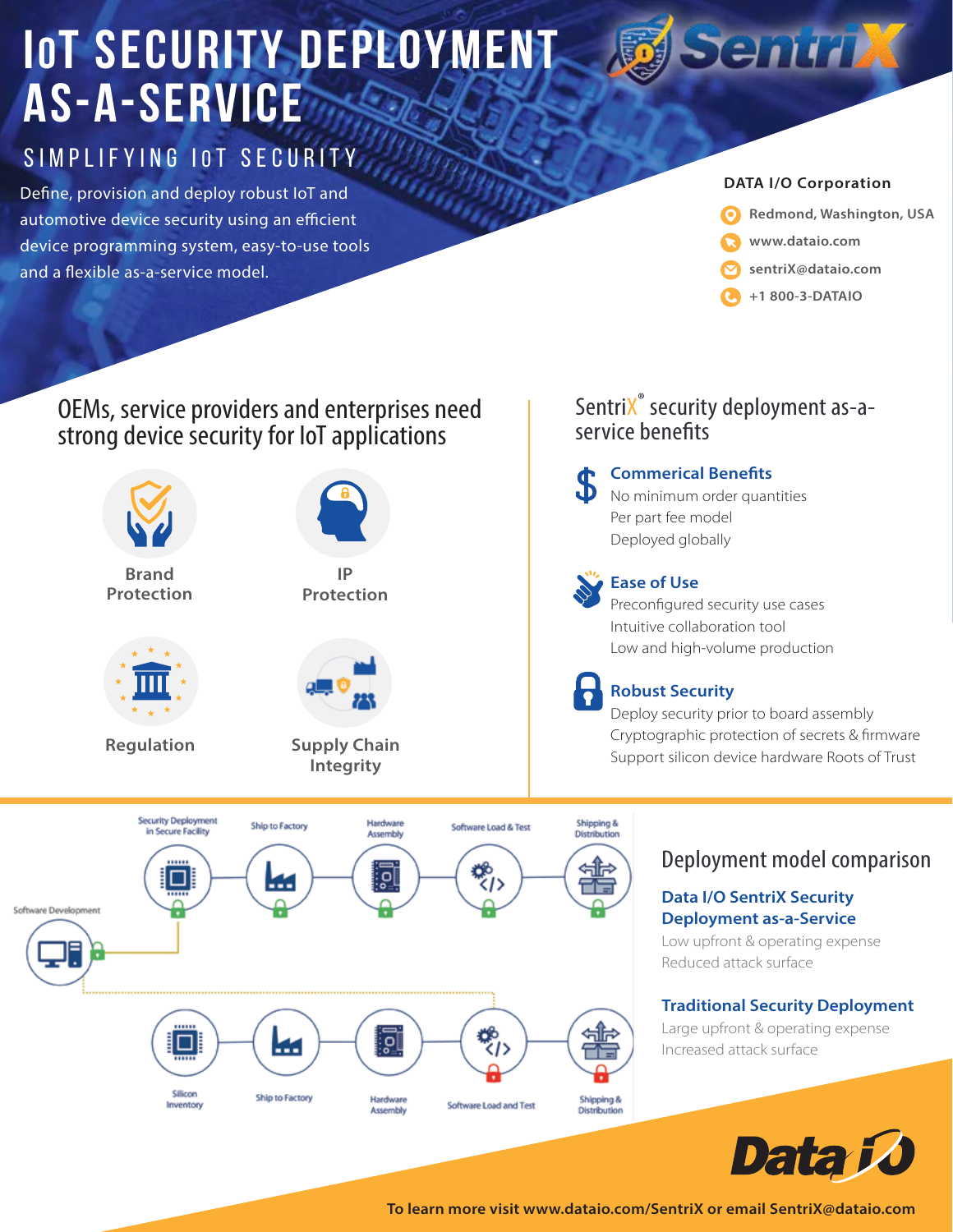# IoT SECURITY DEPLOYMENT AS-A-SERVICE

## SIMPLIFYING IoT SECURITY

Define, provision and deploy robust IoT and automotive device security using an efficient device programming system, easy-to-use tools and a flexible as-a-service model.

**DATA I/O Corporation**

- Redmond, Washington, USA
- www.dataio.com
- sentriX@dataio.com
- +1 800-3-DATAIO

## OEMs, service providers and enterprises need strong device security for IoT applications

- Brand Protection
- IP Protection
- Regulation
- Supply Chain Integrity

## SentriX® security deployment as-a-service benefits

### Commerical Benefits

No minimum order quantities
Per part fee model
Deployed globally

### Ease of Use

Preconfigured security use cases
Intuitive collaboration tool
Low and high-volume production

### Robust Security

Deploy security prior to board assembly
Cryptographic protection of secrets & firmware
Support silicon device hardware Roots of Trust

Software Development

Security Deployment in Secure Facility → Ship to Factory → Hardware Assembly → Software Load & Test → Shipping & Distribution

Silicon Inventory → Ship to Factory → Hardware Assembly → Software Load and Test → Shipping & Distribution

## Deployment model comparison

### Data I/O SentriX Security Deployment as-a-Service

Low upfront & operating expense
Reduced attack surface

### Traditional Security Deployment

Large upfront & operating expense
Increased attack surface

To learn more visit www.dataio.com/SentriX or email SentriX@dataio.com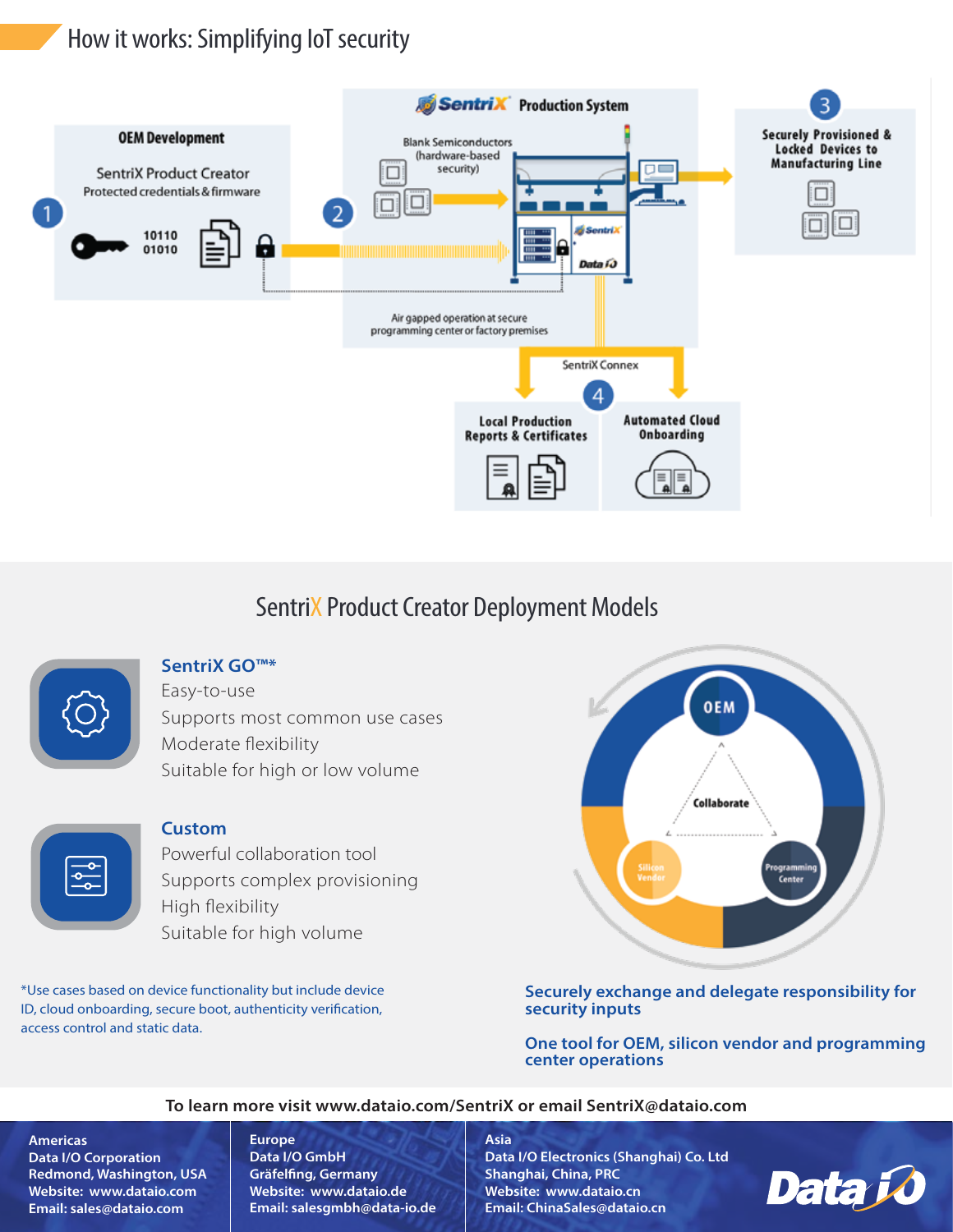# How it works: Simplifying IoT security

OEM Development

SentriX Product Creator

Protected credentials & firmware

1

10110
01010

2

SentriX Production System

Blank Semiconductors (hardware-based security)

Air gapped operation at secure programming center or factory premises

3

Securely Provisioned & Locked Devices to Manufacturing Line

SentriX Connex

4

Local Production Reports & Certificates

Automated Cloud Onboarding

## SentriX Product Creator Deployment Models

### SentriX GO™*

Easy-to-use

Supports most common use cases

Moderate flexibility

Suitable for high or low volume

### Custom

Powerful collaboration tool

Supports complex provisioning

High flexibility

Suitable for high volume

*Use cases based on device functionality but include device ID, cloud onboarding, secure boot, authenticity verification, access control and static data.

OEM

Collaborate

Silicon Vendor

Programming Center

**Securely exchange and delegate responsibility for security inputs**

**One tool for OEM, silicon vendor and programming center operations**

**To learn more visit www.dataio.com/SentriX or email SentriX@dataio.com**

**Americas**
Data I/O Corporation
Redmond, Washington, USA
Website: www.dataio.com
Email: sales@dataio.com

**Europe**
Data I/O GmbH
Gräfelfing, Germany
Website: www.dataio.de
Email: salesgmbh@data-io.de

**Asia**
Data I/O Electronics (Shanghai) Co. Ltd
Shanghai, China, PRC
Website: www.dataio.cn
Email: ChinaSales@dataio.cn